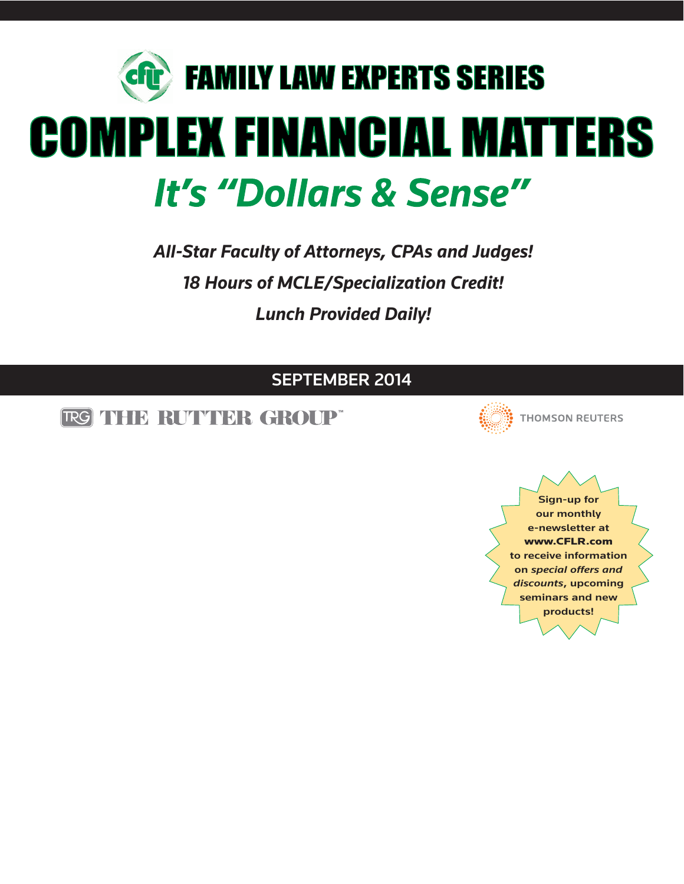# FAMILY LAW EXPERTS SERIES

# COMPLEX FINANCIAL MATTERS

## *It's "Dollars & Sense"*

***All-Star Faculty of Attorneys, CPAs and Judges!***

***18 Hours of MCLE/Specialization Credit!***

***Lunch Provided Daily!***

**SEPTEMBER 2014**

THE RUTTER GROUP™

THOMSON REUTERS

Sign-up for our monthly e-newsletter at **www.CFLR.com** to receive information on *special offers and discounts*, upcoming seminars and new products!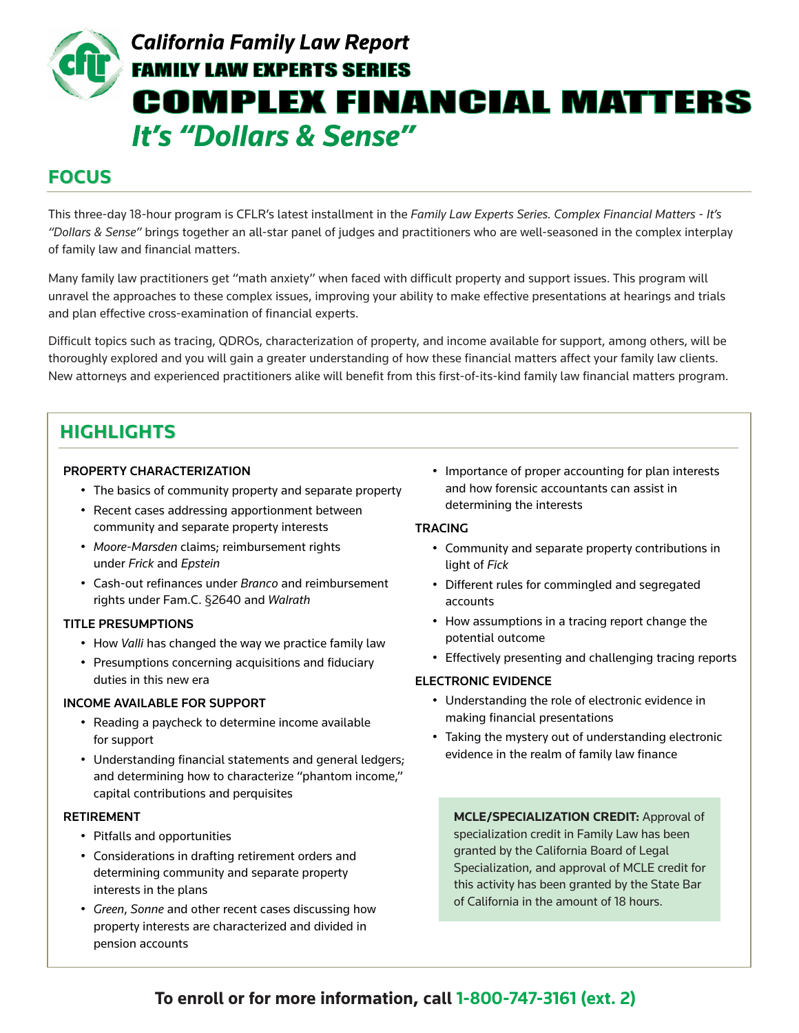# California Family Law Report

## FAMILY LAW EXPERTS SERIES

# COMPLEX FINANCIAL MATTERS

## *It's "Dollars & Sense"*

## FOCUS

This three-day 18-hour program is CFLR's latest installment in the *Family Law Experts Series. Complex Financial Matters - It's "Dollars & Sense"* brings together an all-star panel of judges and practitioners who are well-seasoned in the complex interplay of family law and financial matters.

Many family law practitioners get "math anxiety" when faced with difficult property and support issues. This program will unravel the approaches to these complex issues, improving your ability to make effective presentations at hearings and trials and plan effective cross-examination of financial experts.

Difficult topics such as tracing, QDROs, characterization of property, and income available for support, among others, will be thoroughly explored and you will gain a greater understanding of how these financial matters affect your family law clients. New attorneys and experienced practitioners alike will benefit from this first-of-its-kind family law financial matters program.

## HIGHLIGHTS

### PROPERTY CHARACTERIZATION

- The basics of community property and separate property
- Recent cases addressing apportionment between community and separate property interests
- *Moore-Marsden* claims; reimbursement rights under *Frick* and *Epstein*
- Cash-out refinances under *Branco* and reimbursement rights under Fam.C. §2640 and *Walrath*

### TITLE PRESUMPTIONS

- How *Valli* has changed the way we practice family law
- Presumptions concerning acquisitions and fiduciary duties in this new era

### INCOME AVAILABLE FOR SUPPORT

- Reading a paycheck to determine income available for support
- Understanding financial statements and general ledgers; and determining how to characterize "phantom income," capital contributions and perquisites

### RETIREMENT

- Pitfalls and opportunities
- Considerations in drafting retirement orders and determining community and separate property interests in the plans
- *Green*, *Sonne* and other recent cases discussing how property interests are characterized and divided in pension accounts
- Importance of proper accounting for plan interests and how forensic accountants can assist in determining the interests

### TRACING

- Community and separate property contributions in light of *Fick*
- Different rules for commingled and segregated accounts
- How assumptions in a tracing report change the potential outcome
- Effectively presenting and challenging tracing reports

### ELECTRONIC EVIDENCE

- Understanding the role of electronic evidence in making financial presentations
- Taking the mystery out of understanding electronic evidence in the realm of family law finance

**MCLE/SPECIALIZATION CREDIT:** Approval of specialization credit in Family Law has been granted by the California Board of Legal Specialization, and approval of MCLE credit for this activity has been granted by the State Bar of California in the amount of 18 hours.

**To enroll or for more information, call 1-800-747-3161 (ext. 2)**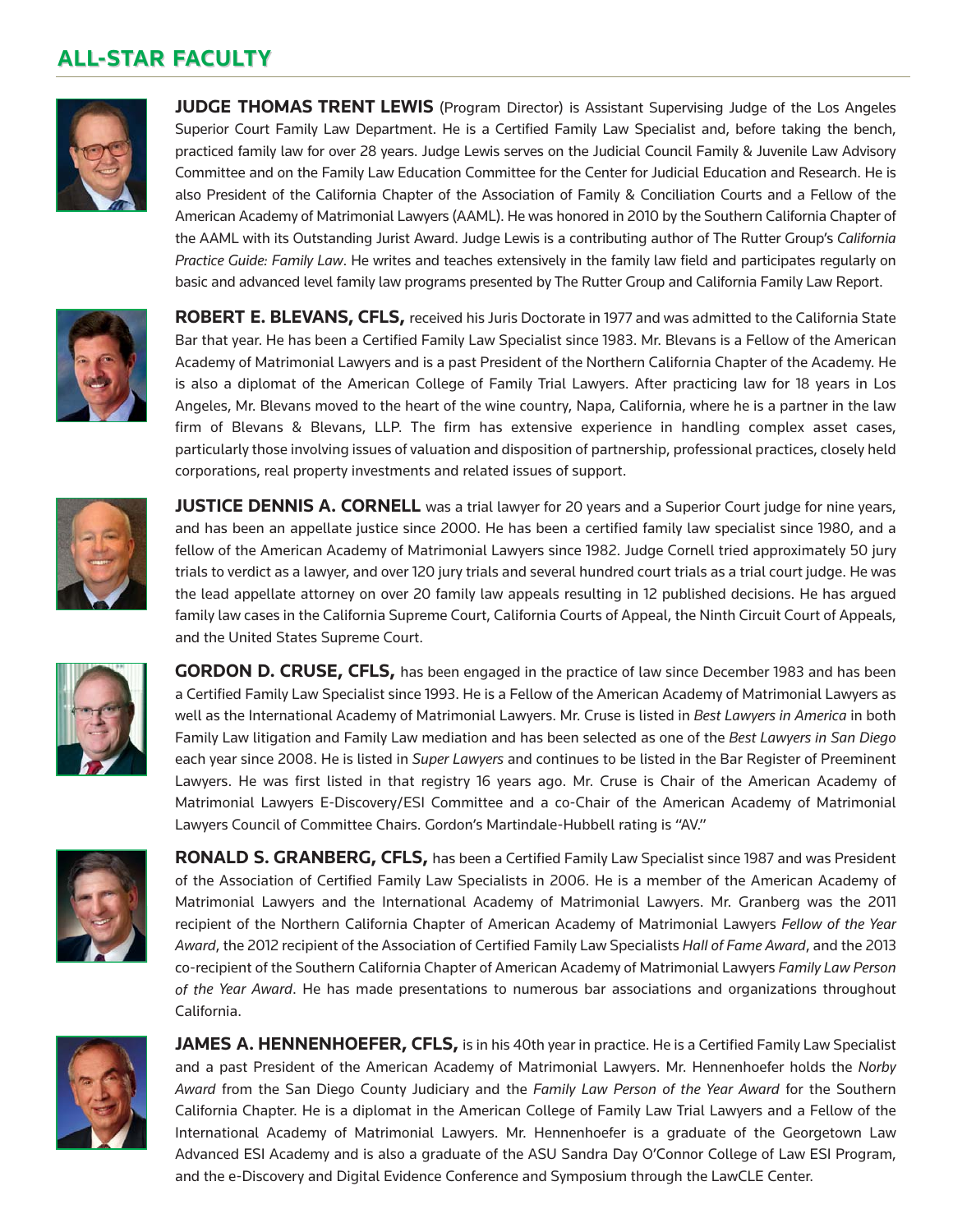## ALL-STAR FACULTY

**JUDGE THOMAS TRENT LEWIS** (Program Director) is Assistant Supervising Judge of the Los Angeles Superior Court Family Law Department. He is a Certified Family Law Specialist and, before taking the bench, practiced family law for over 28 years. Judge Lewis serves on the Judicial Council Family & Juvenile Law Advisory Committee and on the Family Law Education Committee for the Center for Judicial Education and Research. He is also President of the California Chapter of the Association of Family & Conciliation Courts and a Fellow of the American Academy of Matrimonial Lawyers (AAML). He was honored in 2010 by the Southern California Chapter of the AAML with its Outstanding Jurist Award. Judge Lewis is a contributing author of The Rutter Group's *California Practice Guide: Family Law*. He writes and teaches extensively in the family law field and participates regularly on basic and advanced level family law programs presented by The Rutter Group and California Family Law Report.

**ROBERT E. BLEVANS, CFLS,** received his Juris Doctorate in 1977 and was admitted to the California State Bar that year. He has been a Certified Family Law Specialist since 1983. Mr. Blevans is a Fellow of the American Academy of Matrimonial Lawyers and is a past President of the Northern California Chapter of the Academy. He is also a diplomat of the American College of Family Trial Lawyers. After practicing law for 18 years in Los Angeles, Mr. Blevans moved to the heart of the wine country, Napa, California, where he is a partner in the law firm of Blevans & Blevans, LLP. The firm has extensive experience in handling complex asset cases, particularly those involving issues of valuation and disposition of partnership, professional practices, closely held corporations, real property investments and related issues of support.

**JUSTICE DENNIS A. CORNELL** was a trial lawyer for 20 years and a Superior Court judge for nine years, and has been an appellate justice since 2000. He has been a certified family law specialist since 1980, and a fellow of the American Academy of Matrimonial Lawyers since 1982. Judge Cornell tried approximately 50 jury trials to verdict as a lawyer, and over 120 jury trials and several hundred court trials as a trial court judge. He was the lead appellate attorney on over 20 family law appeals resulting in 12 published decisions. He has argued family law cases in the California Supreme Court, California Courts of Appeal, the Ninth Circuit Court of Appeals, and the United States Supreme Court.

**GORDON D. CRUSE, CFLS,** has been engaged in the practice of law since December 1983 and has been a Certified Family Law Specialist since 1993. He is a Fellow of the American Academy of Matrimonial Lawyers as well as the International Academy of Matrimonial Lawyers. Mr. Cruse is listed in *Best Lawyers in America* in both Family Law litigation and Family Law mediation and has been selected as one of the *Best Lawyers in San Diego* each year since 2008. He is listed in *Super Lawyers* and continues to be listed in the Bar Register of Preeminent Lawyers. He was first listed in that registry 16 years ago. Mr. Cruse is Chair of the American Academy of Matrimonial Lawyers E-Discovery/ESI Committee and a co-Chair of the American Academy of Matrimonial Lawyers Council of Committee Chairs. Gordon's Martindale-Hubbell rating is "AV."

**RONALD S. GRANBERG, CFLS,** has been a Certified Family Law Specialist since 1987 and was President of the Association of Certified Family Law Specialists in 2006. He is a member of the American Academy of Matrimonial Lawyers and the International Academy of Matrimonial Lawyers. Mr. Granberg was the 2011 recipient of the Northern California Chapter of American Academy of Matrimonial Lawyers *Fellow of the Year Award*, the 2012 recipient of the Association of Certified Family Law Specialists *Hall of Fame Award*, and the 2013 co-recipient of the Southern California Chapter of American Academy of Matrimonial Lawyers *Family Law Person of the Year Award*. He has made presentations to numerous bar associations and organizations throughout California.

**JAMES A. HENNENHOEFER, CFLS,** is in his 40th year in practice. He is a Certified Family Law Specialist and a past President of the American Academy of Matrimonial Lawyers. Mr. Hennenhoefer holds the *Norby Award* from the San Diego County Judiciary and the *Family Law Person of the Year Award* for the Southern California Chapter. He is a diplomat in the American College of Family Law Trial Lawyers and a Fellow of the International Academy of Matrimonial Lawyers. Mr. Hennenhoefer is a graduate of the Georgetown Law Advanced ESI Academy and is also a graduate of the ASU Sandra Day O'Connor College of Law ESI Program, and the e-Discovery and Digital Evidence Conference and Symposium through the LawCLE Center.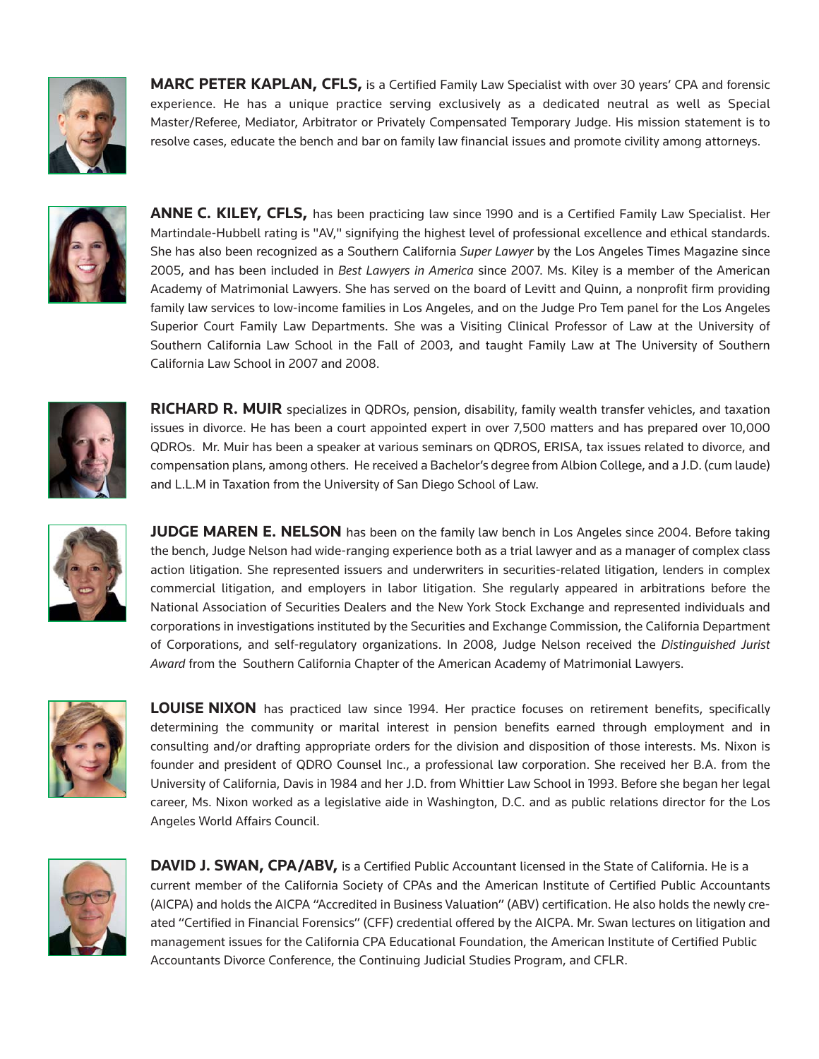**MARC PETER KAPLAN, CFLS,** is a Certified Family Law Specialist with over 30 years' CPA and forensic experience. He has a unique practice serving exclusively as a dedicated neutral as well as Special Master/Referee, Mediator, Arbitrator or Privately Compensated Temporary Judge. His mission statement is to resolve cases, educate the bench and bar on family law financial issues and promote civility among attorneys.

**ANNE C. KILEY, CFLS,** has been practicing law since 1990 and is a Certified Family Law Specialist. Her Martindale-Hubbell rating is "AV," signifying the highest level of professional excellence and ethical standards. She has also been recognized as a Southern California *Super Lawyer* by the Los Angeles Times Magazine since 2005, and has been included in *Best Lawyers in America* since 2007. Ms. Kiley is a member of the American Academy of Matrimonial Lawyers. She has served on the board of Levitt and Quinn, a nonprofit firm providing family law services to low-income families in Los Angeles, and on the Judge Pro Tem panel for the Los Angeles Superior Court Family Law Departments. She was a Visiting Clinical Professor of Law at the University of Southern California Law School in the Fall of 2003, and taught Family Law at The University of Southern California Law School in 2007 and 2008.

**RICHARD R. MUIR** specializes in QDROs, pension, disability, family wealth transfer vehicles, and taxation issues in divorce. He has been a court appointed expert in over 7,500 matters and has prepared over 10,000 QDROs. Mr. Muir has been a speaker at various seminars on QDROS, ERISA, tax issues related to divorce, and compensation plans, among others. He received a Bachelor's degree from Albion College, and a J.D. (cum laude) and L.L.M in Taxation from the University of San Diego School of Law.

**JUDGE MAREN E. NELSON** has been on the family law bench in Los Angeles since 2004. Before taking the bench, Judge Nelson had wide-ranging experience both as a trial lawyer and as a manager of complex class action litigation. She represented issuers and underwriters in securities-related litigation, lenders in complex commercial litigation, and employers in labor litigation. She regularly appeared in arbitrations before the National Association of Securities Dealers and the New York Stock Exchange and represented individuals and corporations in investigations instituted by the Securities and Exchange Commission, the California Department of Corporations, and self-regulatory organizations. In 2008, Judge Nelson received the *Distinguished Jurist Award* from the Southern California Chapter of the American Academy of Matrimonial Lawyers.

**LOUISE NIXON** has practiced law since 1994. Her practice focuses on retirement benefits, specifically determining the community or marital interest in pension benefits earned through employment and in consulting and/or drafting appropriate orders for the division and disposition of those interests. Ms. Nixon is founder and president of QDRO Counsel Inc., a professional law corporation. She received her B.A. from the University of California, Davis in 1984 and her J.D. from Whittier Law School in 1993. Before she began her legal career, Ms. Nixon worked as a legislative aide in Washington, D.C. and as public relations director for the Los Angeles World Affairs Council.

**DAVID J. SWAN, CPA/ABV,** is a Certified Public Accountant licensed in the State of California. He is a current member of the California Society of CPAs and the American Institute of Certified Public Accountants (AICPA) and holds the AICPA "Accredited in Business Valuation" (ABV) certification. He also holds the newly created "Certified in Financial Forensics" (CFF) credential offered by the AICPA. Mr. Swan lectures on litigation and management issues for the California CPA Educational Foundation, the American Institute of Certified Public Accountants Divorce Conference, the Continuing Judicial Studies Program, and CFLR.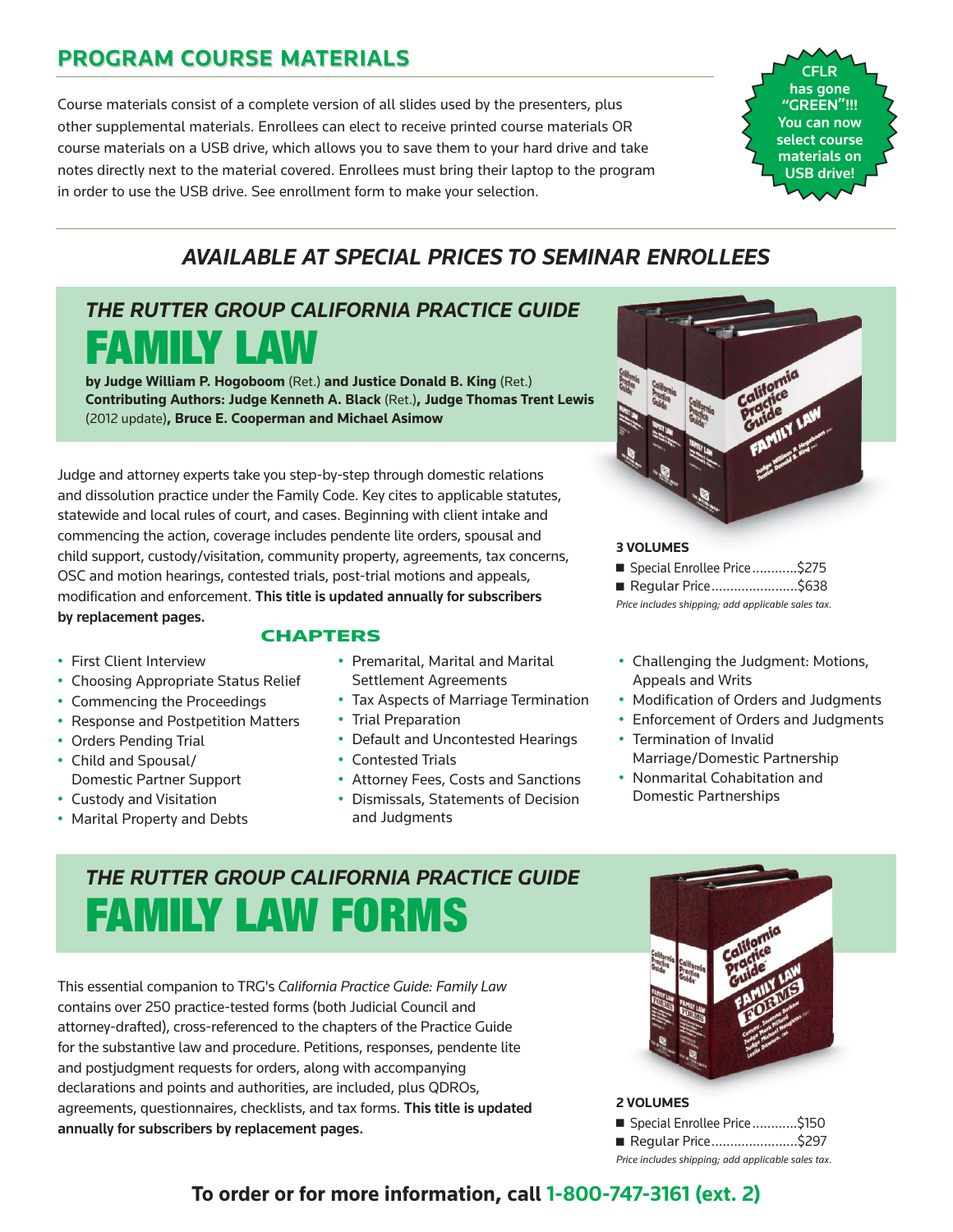## PROGRAM COURSE MATERIALS

Course materials consist of a complete version of all slides used by the presenters, plus other supplemental materials. Enrollees can elect to receive printed course materials OR course materials on a USB drive, which allows you to save them to your hard drive and take notes directly next to the material covered. Enrollees must bring their laptop to the program in order to use the USB drive. See enrollment form to make your selection.

**CFLR has gone "GREEN"!!! You can now select course materials on USB drive!**

### *AVAILABLE AT SPECIAL PRICES TO SEMINAR ENROLLEES*

## *THE RUTTER GROUP CALIFORNIA PRACTICE GUIDE*
# FAMILY LAW

**by Judge William P. Hogoboom** (Ret.) **and Justice Donald B. King** (Ret.)
**Contributing Authors: Judge Kenneth A. Black** (Ret.)**, Judge Thomas Trent Lewis** (2012 update)**, Bruce E. Cooperman and Michael Asimow**

Judge and attorney experts take you step-by-step through domestic relations and dissolution practice under the Family Code. Key cites to applicable statutes, statewide and local rules of court, and cases. Beginning with client intake and commencing the action, coverage includes pendente lite orders, spousal and child support, custody/visitation, community property, agreements, tax concerns, OSC and motion hearings, contested trials, post-trial motions and appeals, modification and enforcement. **This title is updated annually for subscribers by replacement pages.**

**3 VOLUMES**

- Special Enrollee Price............$275
- Regular Price.......................$638

*Price includes shipping; add applicable sales tax.*

### CHAPTERS

- First Client Interview
- Choosing Appropriate Status Relief
- Commencing the Proceedings
- Response and Postpetition Matters
- Orders Pending Trial
- Child and Spousal/ Domestic Partner Support
- Custody and Visitation
- Marital Property and Debts
- Premarital, Marital and Marital Settlement Agreements
- Tax Aspects of Marriage Termination
- Trial Preparation
- Default and Uncontested Hearings
- Contested Trials
- Attorney Fees, Costs and Sanctions
- Dismissals, Statements of Decision and Judgments
- Challenging the Judgment: Motions, Appeals and Writs
- Modification of Orders and Judgments
- Enforcement of Orders and Judgments
- Termination of Invalid Marriage/Domestic Partnership
- Nonmarital Cohabitation and Domestic Partnerships

## *THE RUTTER GROUP CALIFORNIA PRACTICE GUIDE*
# FAMILY LAW FORMS

This essential companion to TRG's *California Practice Guide: Family Law* contains over 250 practice-tested forms (both Judicial Council and attorney-drafted), cross-referenced to the chapters of the Practice Guide for the substantive law and procedure. Petitions, responses, pendente lite and postjudgment requests for orders, along with accompanying declarations and points and authorities, are included, plus QDROs, agreements, questionnaires, checklists, and tax forms. **This title is updated annually for subscribers by replacement pages.**

**2 VOLUMES**

- Special Enrollee Price............$150
- Regular Price.......................$297

*Price includes shipping; add applicable sales tax.*

**To order or for more information, call 1-800-747-3161 (ext. 2)**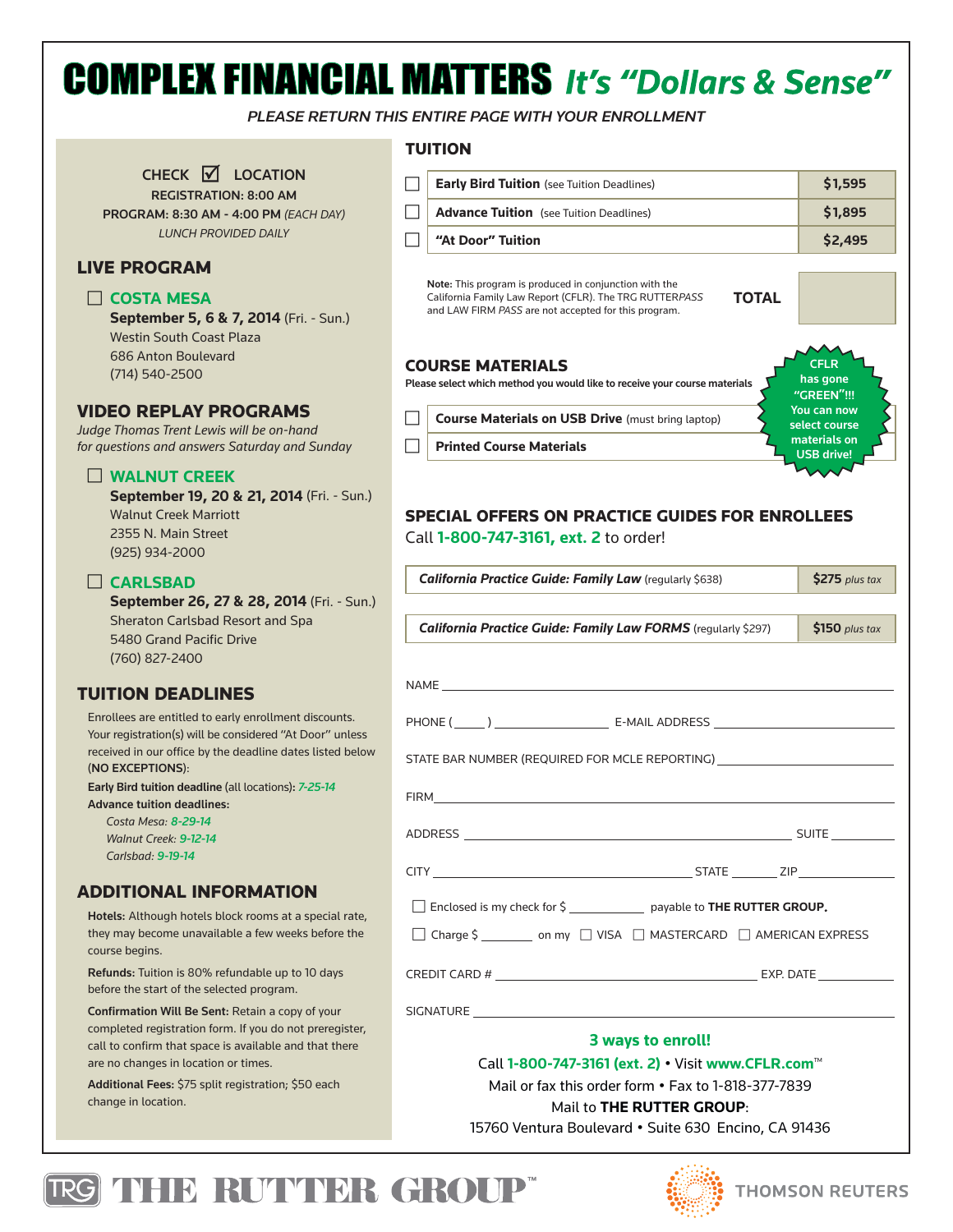# COMPLEX FINANCIAL MATTERS *It's "Dollars & Sense"*

*PLEASE RETURN THIS ENTIRE PAGE WITH YOUR ENROLLMENT*

CHECK ☑ LOCATION
REGISTRATION: 8:00 AM
PROGRAM: 8:30 AM - 4:00 PM *(EACH DAY)*
*LUNCH PROVIDED DAILY*

## LIVE PROGRAM

☐ **COSTA MESA**
**September 5, 6 & 7, 2014** (Fri. - Sun.)
Westin South Coast Plaza
686 Anton Boulevard
(714) 540-2500

## VIDEO REPLAY PROGRAMS

*Judge Thomas Trent Lewis will be on-hand for questions and answers Saturday and Sunday*

☐ **WALNUT CREEK**
**September 19, 20 & 21, 2014** (Fri. - Sun.)
Walnut Creek Marriott
2355 N. Main Street
(925) 934-2000

☐ **CARLSBAD**
**September 26, 27 & 28, 2014** (Fri. - Sun.)
Sheraton Carlsbad Resort and Spa
5480 Grand Pacific Drive
(760) 827-2400

## TUITION DEADLINES

Enrollees are entitled to early enrollment discounts. Your registration(s) will be considered "At Door" unless received in our office by the deadline dates listed below (**NO EXCEPTIONS**):

**Early Bird tuition deadline** (all locations): *7-25-14*

**Advance tuition deadlines:**

*Costa Mesa: 8-29-14*
*Walnut Creek: 9-12-14*
*Carlsbad: 9-19-14*

## ADDITIONAL INFORMATION

**Hotels:** Although hotels block rooms at a special rate, they may become unavailable a few weeks before the course begins.

**Refunds:** Tuition is 80% refundable up to 10 days before the start of the selected program.

**Confirmation Will Be Sent:** Retain a copy of your completed registration form. If you do not preregister, call to confirm that space is available and that there are no changes in location or times.

**Additional Fees:** $75 split registration; $50 each change in location.

## TUITION

| | | |
|---|---|---|
| ☐ | **Early Bird Tuition** (see Tuition Deadlines) | **$1,595** |
| ☐ | **Advance Tuition** (see Tuition Deadlines) | **$1,895** |
| ☐ | **"At Door" Tuition** | **$2,495** |

**Note:** This program is produced in conjunction with the California Family Law Report (CFLR). The TRG RUTTER*PASS* and LAW FIRM *PASS* are not accepted for this program.

**TOTAL** ______

## COURSE MATERIALS

Please select which method you would like to receive your course materials

CFLR has gone "GREEN"!!! You can now select course materials on USB drive!

☐ **Course Materials on USB Drive** (must bring laptop)

☐ **Printed Course Materials**

## SPECIAL OFFERS ON PRACTICE GUIDES FOR ENROLLEES

Call **1-800-747-3161, ext. 2** to order!

| | |
|---|---|
| ***California Practice Guide: Family Law*** (regularly $638) | **$275** *plus tax* |
| ***California Practice Guide: Family Law FORMS*** (regularly $297) | **$150** *plus tax* |

NAME ______________________________

PHONE ( ____ ) ______________ E-MAIL ADDRESS ______________________

STATE BAR NUMBER (REQUIRED FOR MCLE REPORTING) ______________________

FIRM ______________________________

ADDRESS ______________________________ SUITE __________

CITY ______________________ STATE ______ ZIP __________

☐ Enclosed is my check for $ __________ payable to **THE RUTTER GROUP.**

☐ Charge $ ________ on my ☐ VISA ☐ MASTERCARD ☐ AMERICAN EXPRESS

CREDIT CARD # ______________________ EXP. DATE __________

SIGNATURE ______________________________

**3 ways to enroll!**

Call **1-800-747-3161 (ext. 2)** • Visit **www.CFLR.com**™
Mail or fax this order form • Fax to 1-818-377-7839
Mail to **THE RUTTER GROUP**:
15760 Ventura Boulevard • Suite 630 Encino, CA 91436

TRG THE RUTTER GROUP™ THOMSON REUTERS